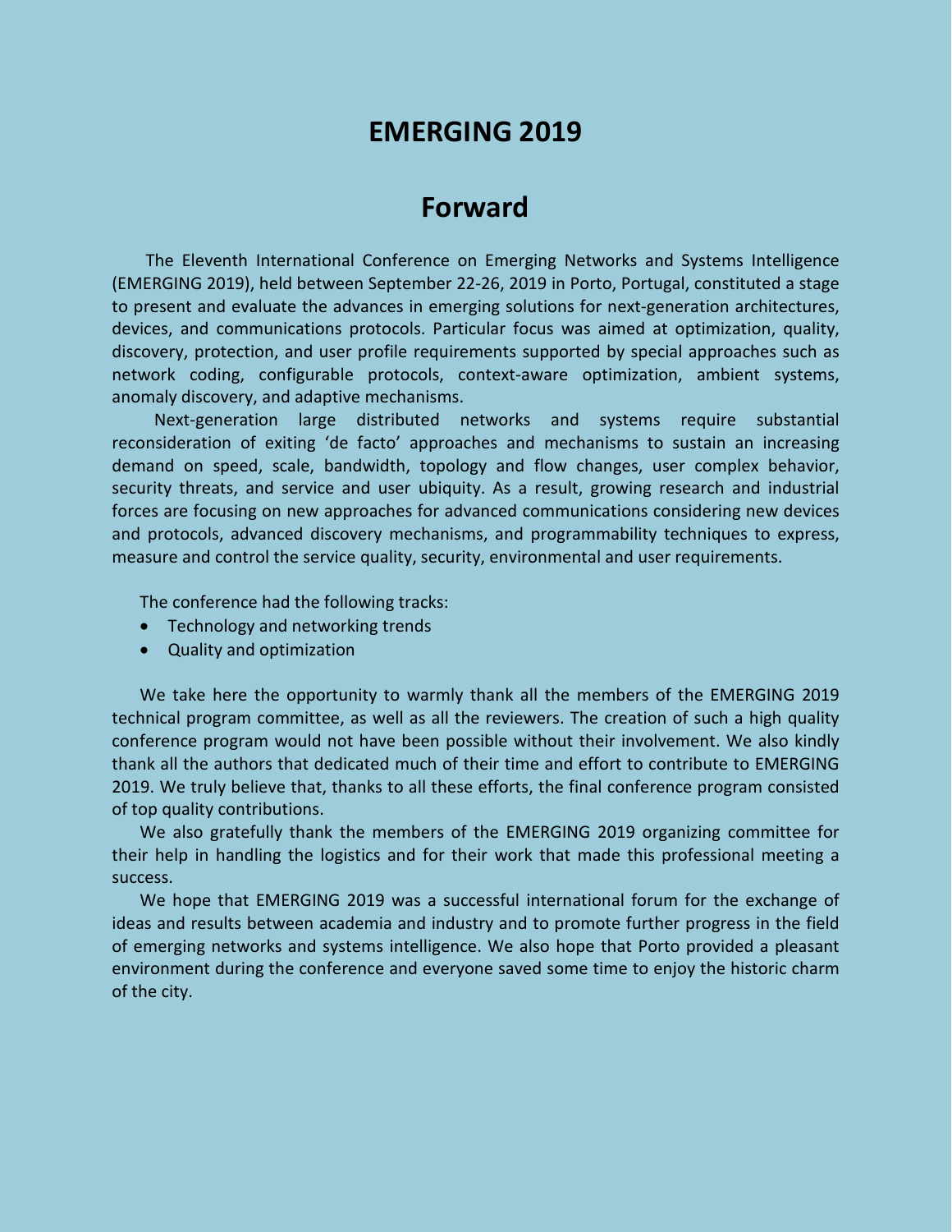# EMERGING 2019

## Forward

The Eleventh International Conference on Emerging Networks and Systems Intelligence (EMERGING 2019), held between September 22-26, 2019 in Porto, Portugal, constituted a stage to present and evaluate the advances in emerging solutions for next-generation architectures, devices, and communications protocols. Particular focus was aimed at optimization, quality, discovery, protection, and user profile requirements supported by special approaches such as network coding, configurable protocols, context-aware optimization, ambient systems, anomaly discovery, and adaptive mechanisms.

Next-generation large distributed networks and systems require substantial reconsideration of exiting 'de facto' approaches and mechanisms to sustain an increasing demand on speed, scale, bandwidth, topology and flow changes, user complex behavior, security threats, and service and user ubiquity. As a result, growing research and industrial forces are focusing on new approaches for advanced communications considering new devices and protocols, advanced discovery mechanisms, and programmability techniques to express, measure and control the service quality, security, environmental and user requirements.

The conference had the following tracks:

- Technology and networking trends
- Quality and optimization

We take here the opportunity to warmly thank all the members of the EMERGING 2019 technical program committee, as well as all the reviewers. The creation of such a high quality conference program would not have been possible without their involvement. We also kindly thank all the authors that dedicated much of their time and effort to contribute to EMERGING 2019. We truly believe that, thanks to all these efforts, the final conference program consisted of top quality contributions.

We also gratefully thank the members of the EMERGING 2019 organizing committee for their help in handling the logistics and for their work that made this professional meeting a success.

We hope that EMERGING 2019 was a successful international forum for the exchange of ideas and results between academia and industry and to promote further progress in the field of emerging networks and systems intelligence. We also hope that Porto provided a pleasant environment during the conference and everyone saved some time to enjoy the historic charm of the city.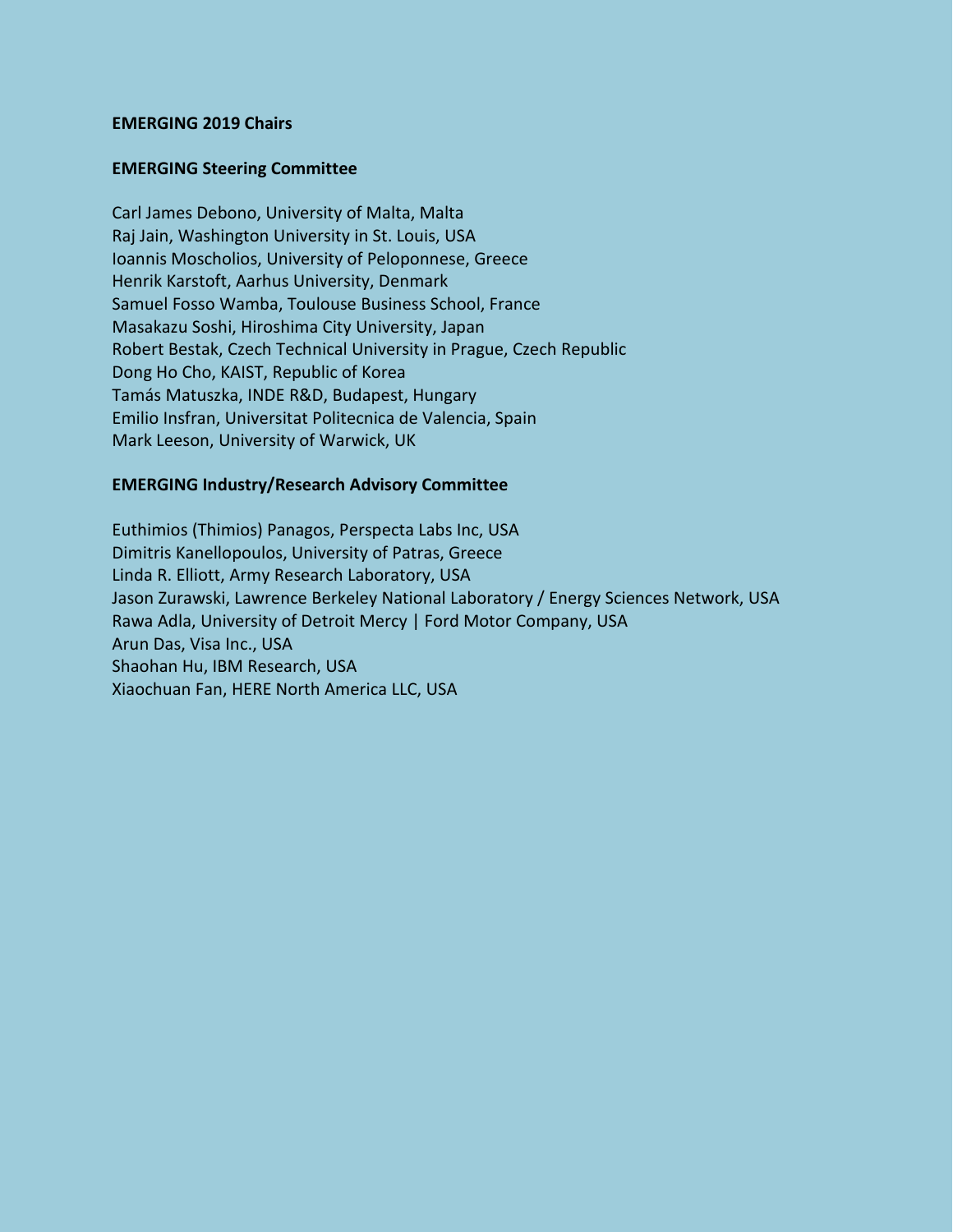## EMERGING 2019 Chairs

### EMERGING Steering Committee

Carl James Debono, University of Malta, Malta
Raj Jain, Washington University in St. Louis, USA
Ioannis Moscholios, University of Peloponnese, Greece
Henrik Karstoft, Aarhus University, Denmark
Samuel Fosso Wamba, Toulouse Business School, France
Masakazu Soshi, Hiroshima City University, Japan
Robert Bestak, Czech Technical University in Prague, Czech Republic
Dong Ho Cho, KAIST, Republic of Korea
Tamás Matuszka, INDE R&D, Budapest, Hungary
Emilio Insfran, Universitat Politecnica de Valencia, Spain
Mark Leeson, University of Warwick, UK

### EMERGING Industry/Research Advisory Committee

Euthimios (Thimios) Panagos, Perspecta Labs Inc, USA
Dimitris Kanellopoulos, University of Patras, Greece
Linda R. Elliott, Army Research Laboratory, USA
Jason Zurawski, Lawrence Berkeley National Laboratory / Energy Sciences Network, USA
Rawa Adla, University of Detroit Mercy | Ford Motor Company, USA
Arun Das, Visa Inc., USA
Shaohan Hu, IBM Research, USA
Xiaochuan Fan, HERE North America LLC, USA